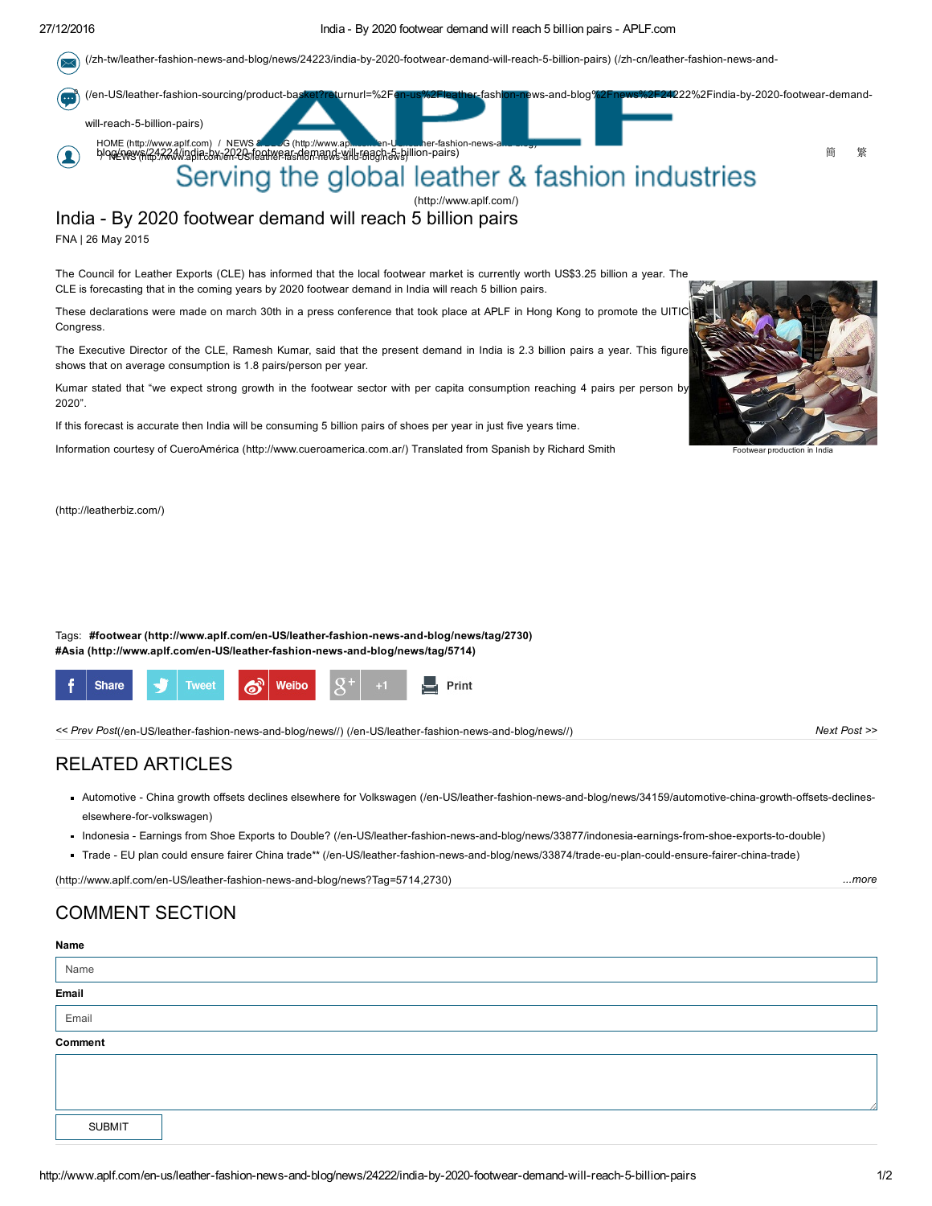(/zh-tw/leather-fashion-news-and-blog/news/24223/india-by-2020-footwear-demand-will-reach-5-billion-pairs) (/zh-cn/leather-fashion-news-and-

(/en-US/leather-fashion-sourcing/product-basket?returnurl=%2Fen-us%2Fleather-fashion-news-and-blog%2Fnews%2F24222%2Findia-by-2020-footwear-demand-will-reach-5-billion-pairs)

HOME (http://www.aplf.com) / NEWS & BLOG (http://www.aplf.com/en-US/leather-fashion-news-and-blog/) / NEWS (http://www.aplf.com/en-US/leather-fashion-news-and-blog/news) blog/news/24224/india-by-2020-footwear-demand-will-reach-5-billion-pairs)

簡 繁

APLF

Serving the global leather & fashion industries

(http://www.aplf.com/)

# India - By 2020 footwear demand will reach 5 billion pairs

FNA | 26 May 2015

The Council for Leather Exports (CLE) has informed that the local footwear market is currently worth US$3.25 billion a year. The CLE is forecasting that in the coming years by 2020 footwear demand in India will reach 5 billion pairs.

These declarations were made on march 30th in a press conference that took place at APLF in Hong Kong to promote the UITIC Congress.

The Executive Director of the CLE, Ramesh Kumar, said that the present demand in India is 2.3 billion pairs a year. This figure shows that on average consumption is 1.8 pairs/person per year.

Kumar stated that "we expect strong growth in the footwear sector with per capita consumption reaching 4 pairs per person by 2020".

If this forecast is accurate then India will be consuming 5 billion pairs of shoes per year in just five years time.

Information courtesy of CueroAmérica (http://www.cueroamerica.com.ar/) Translated from Spanish by Richard Smith

Footwear production in India

(http://leatherbiz.com/)

Tags: **#footwear (http://www.aplf.com/en-US/leather-fashion-news-and-blog/news/tag/2730) #Asia (http://www.aplf.com/en-US/leather-fashion-news-and-blog/news/tag/5714)**

Share Tweet Weibo +1 Print

*<< Prev Post*(/en-US/leather-fashion-news-and-blog/news//) (/en-US/leather-fashion-news-and-blog/news//) *Next Post >>*

## RELATED ARTICLES

- Automotive - China growth offsets declines elsewhere for Volkswagen (/en-US/leather-fashion-news-and-blog/news/34159/automotive-china-growth-offsets-declines-elsewhere-for-volkswagen)
- Indonesia - Earnings from Shoe Exports to Double? (/en-US/leather-fashion-news-and-blog/news/33877/indonesia-earnings-from-shoe-exports-to-double)
- Trade - EU plan could ensure fairer China trade** (/en-US/leather-fashion-news-and-blog/news/33874/trade-eu-plan-could-ensure-fairer-china-trade)

(http://www.aplf.com/en-US/leather-fashion-news-and-blog/news?Tag=5714,2730) *...more*

## COMMENT SECTION

**Name**

Name

**Email**

Email

**Comment**

SUBMIT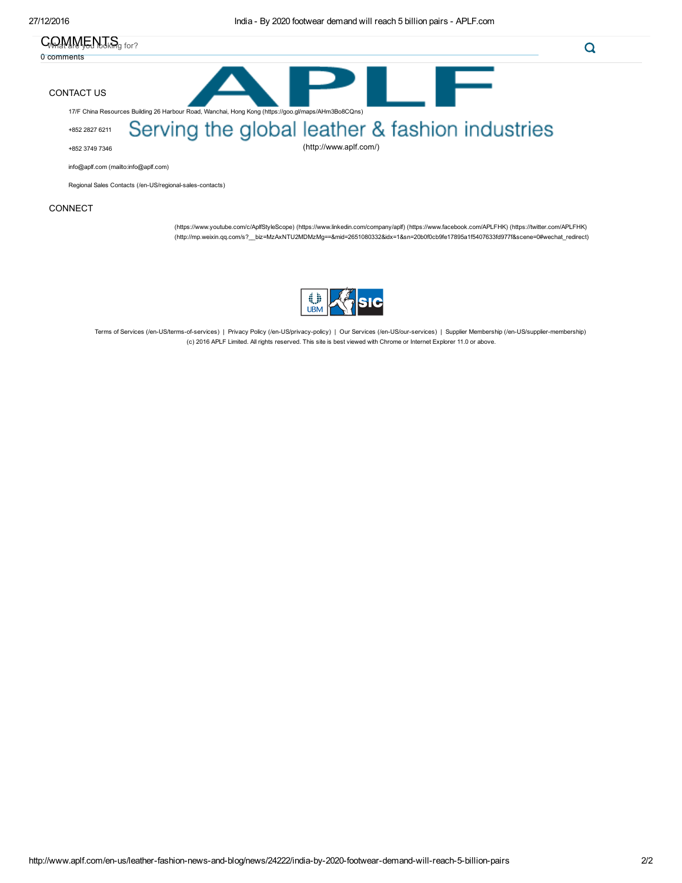COMMENTS

What are you looking for?

0 comments

APLF

Serving the global leather & fashion industries

(http://www.aplf.com/)

CONTACT US

17/F China Resources Building 26 Harbour Road, Wanchai, Hong Kong (https://goo.gl/maps/AHm3Bo8CQns)

+852 2827 6211

+852 3749 7346

info@aplf.com (mailto:info@aplf.com)

Regional Sales Contacts (/en-US/regional-sales-contacts)

CONNECT

(https://www.youtube.com/c/AplfStyleScope) (https://www.linkedin.com/company/aplf) (https://www.facebook.com/APLFHK) (https://twitter.com/APLFHK) (http://mp.weixin.qq.com/s?__biz=MzAxNTU2MDMzMg==&mid=2651080332&idx=1&sn=20b0f0cb9fe17895a1f5407633fd977f&scene=0#wechat_redirect)

UBM SIC

Terms of Services (/en-US/terms-of-services) | Privacy Policy (/en-US/privacy-policy) | Our Services (/en-US/our-services) | Supplier Membership (/en-US/supplier-membership)
(c) 2016 APLF Limited. All rights reserved. This site is best viewed with Chrome or Internet Explorer 11.0 or above.